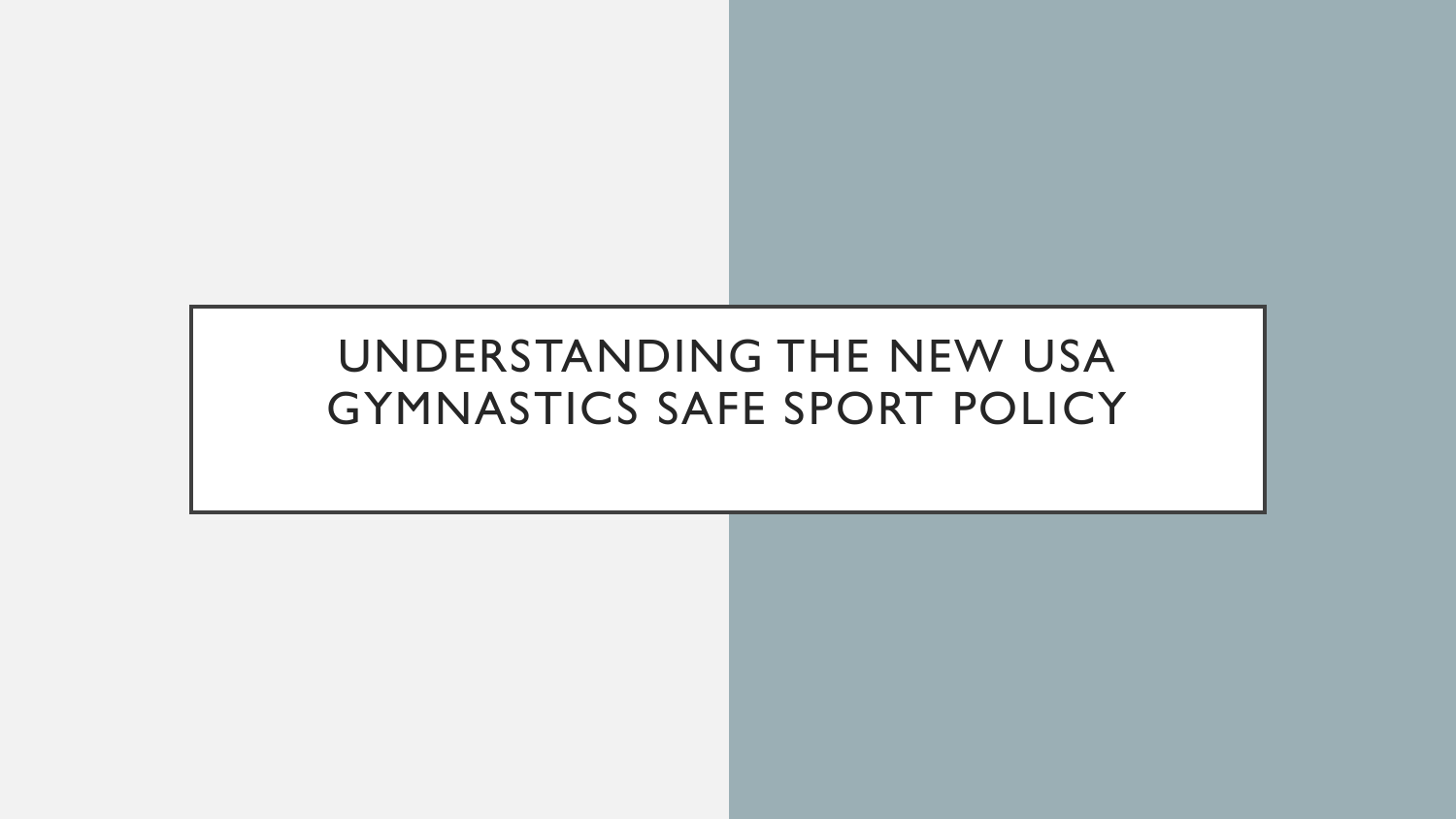# UNDERSTANDING THE NEW USA GYMNASTICS SAFE SPORT POLICY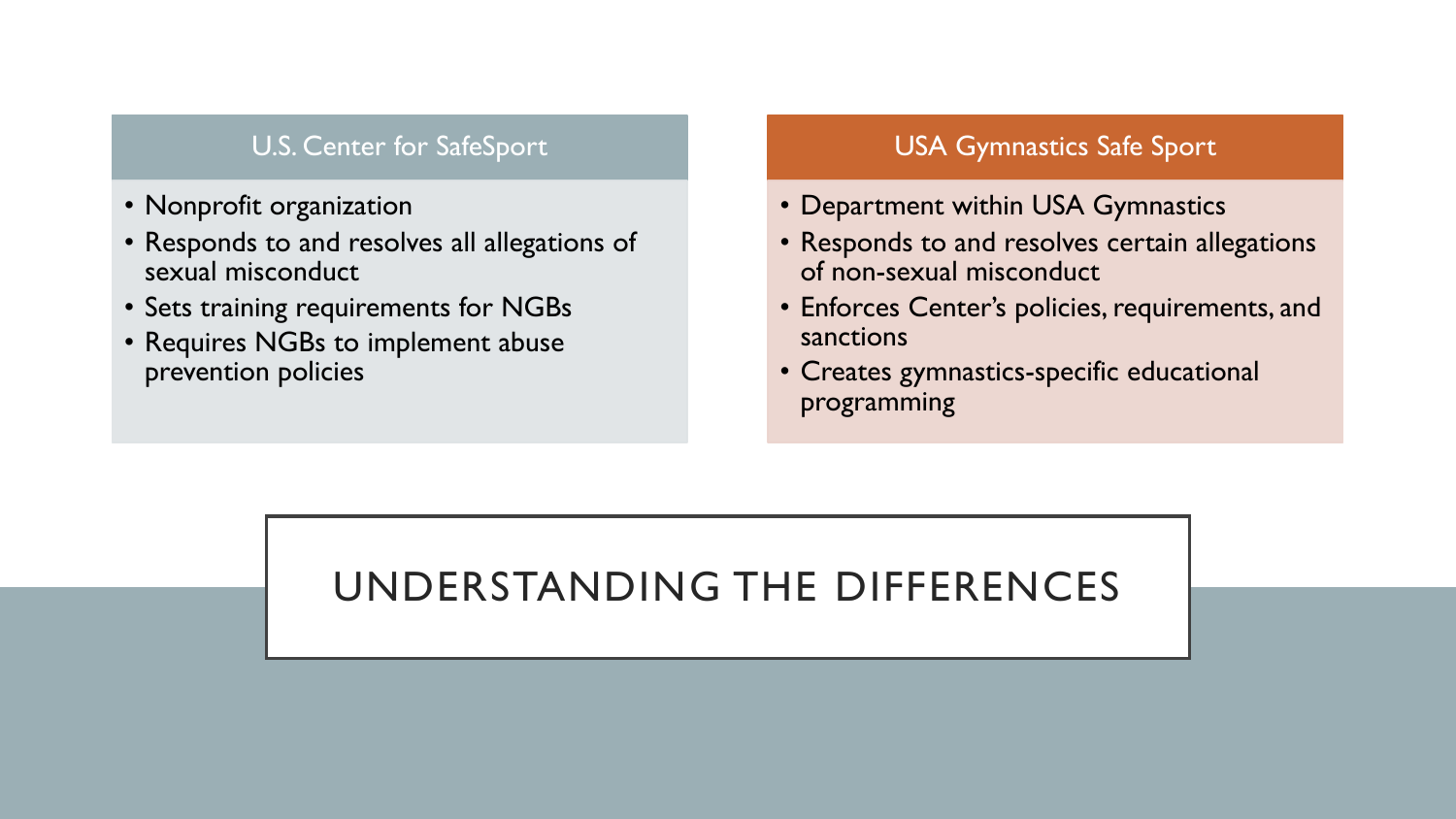# UNDERSTANDING THE DIFFERENCES

## U.S. Center for SafeSport

- Nonprofit organization
- Responds to and resolves all allegations of sexual misconduct
- Sets training requirements for NGBs
- Requires NGBs to implement abuse prevention policies

## USA Gymnastics Safe Sport

- Department within USA Gymnastics
- Responds to and resolves certain allegations of non-sexual misconduct
- Enforces Center's policies, requirements, and sanctions
- Creates gymnastics-specific educational programming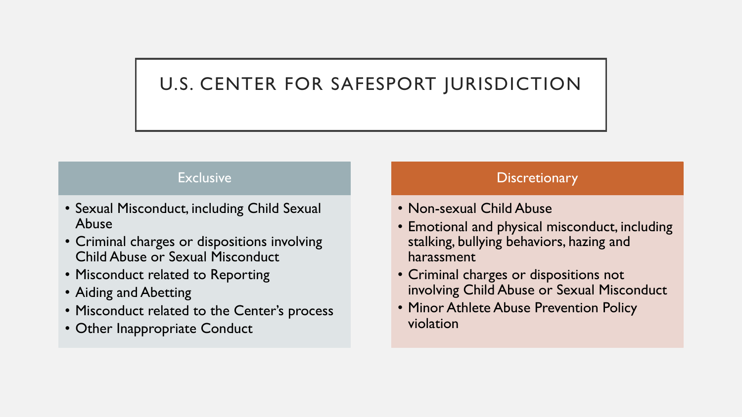# U.S. CENTER FOR SAFESPORT JURISDICTION

## Exclusive

- Sexual Misconduct, including Child Sexual Abuse
- Criminal charges or dispositions involving Child Abuse or Sexual Misconduct
- Misconduct related to Reporting
- Aiding and Abetting
- Misconduct related to the Center's process
- Other Inappropriate Conduct

## Discretionary

- Non-sexual Child Abuse
- Emotional and physical misconduct, including stalking, bullying behaviors, hazing and harassment
- Criminal charges or dispositions not involving Child Abuse or Sexual Misconduct
- Minor Athlete Abuse Prevention Policy violation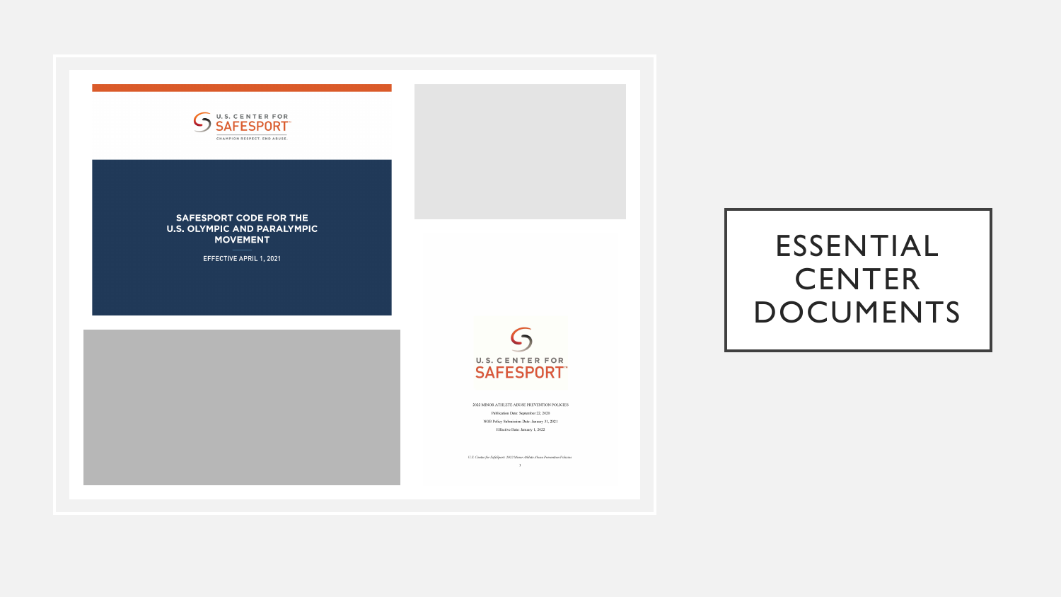# ESSENTIAL CENTER DOCUMENTS

U.S. CENTER FOR SAFESPORT

CHAMPION RESPECT. END ABUSE.

**SAFESPORT CODE FOR THE U.S. OLYMPIC AND PARALYMPIC MOVEMENT**

EFFECTIVE APRIL 1, 2021

U.S. CENTER FOR SAFESPORT

2022 MINOR ATHLETE ABUSE PREVENTION POLICIES

Publication Date: September 22, 2020

NGB Policy Submission Date: January 31, 2021

Effective Date: January 1, 2022

*U.S. Center for SafeSport: 2022 Minor Athlete Abuse Prevention Policies*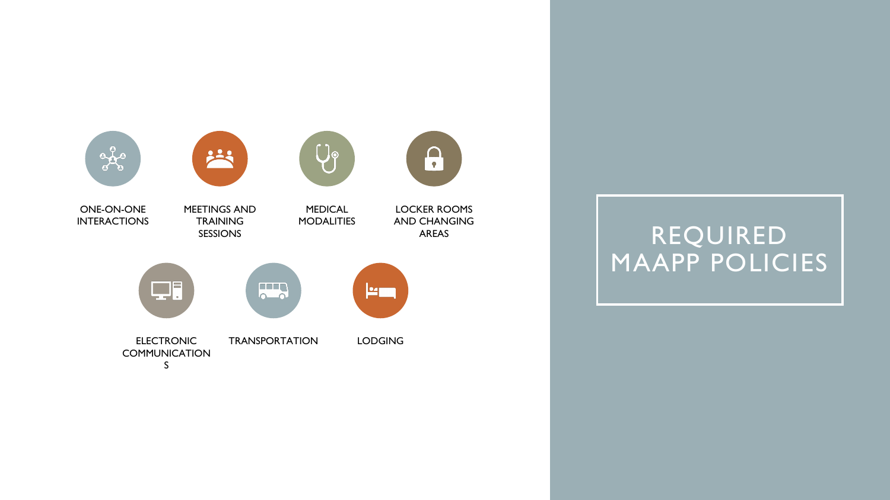# REQUIRED MAAPP POLICIES

- ONE-ON-ONE INTERACTIONS
- MEETINGS AND TRAINING SESSIONS
- MEDICAL MODALITIES
- LOCKER ROOMS AND CHANGING AREAS
- ELECTRONIC COMMUNICATIONS
- TRANSPORTATION
- LODGING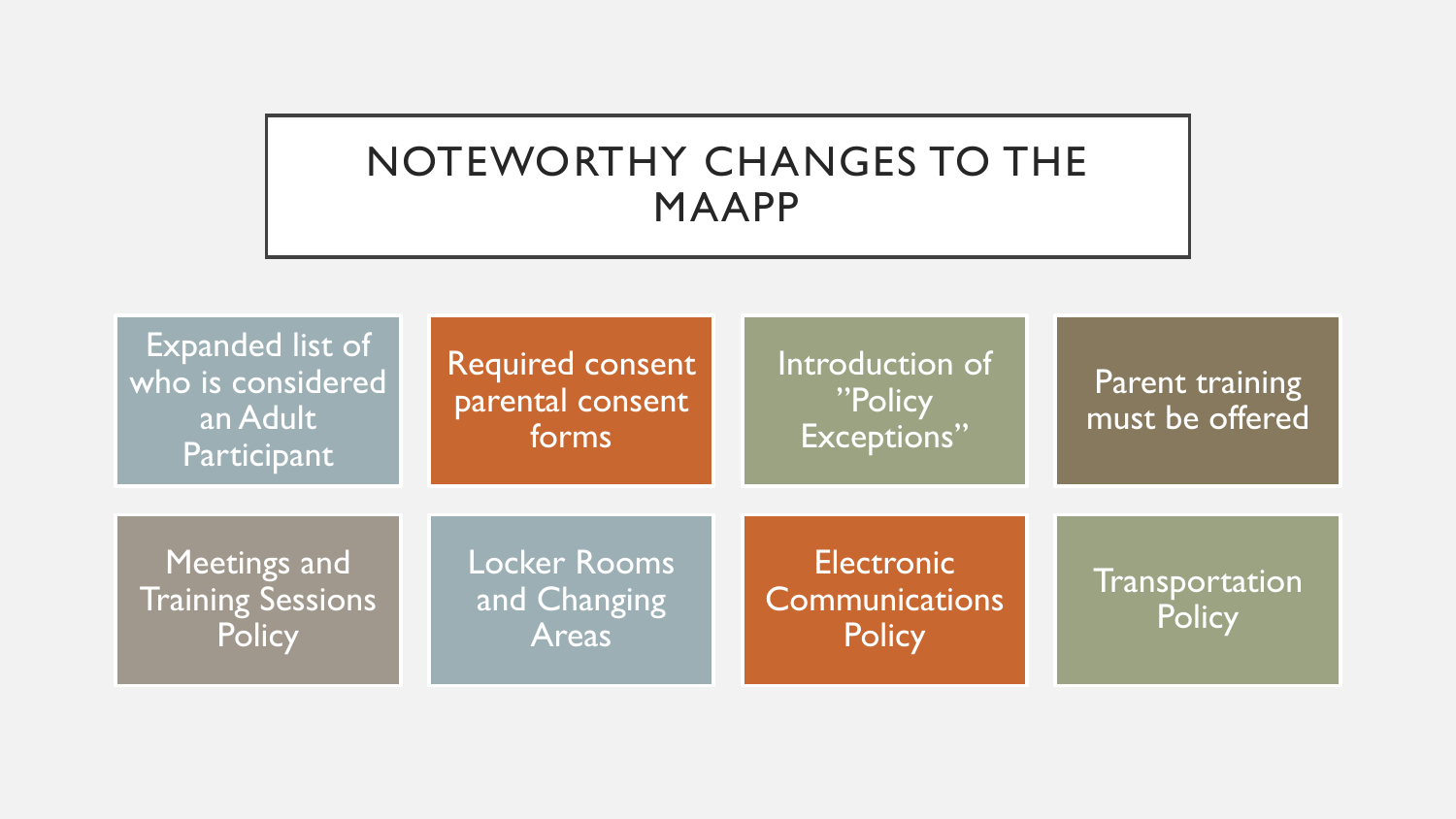# NOTEWORTHY CHANGES TO THE MAAPP

- Expanded list of who is considered an Adult Participant
- Required consent parental consent forms
- Introduction of ”Policy Exceptions”
- Parent training must be offered
- Meetings and Training Sessions Policy
- Locker Rooms and Changing Areas
- Electronic Communications Policy
- Transportation Policy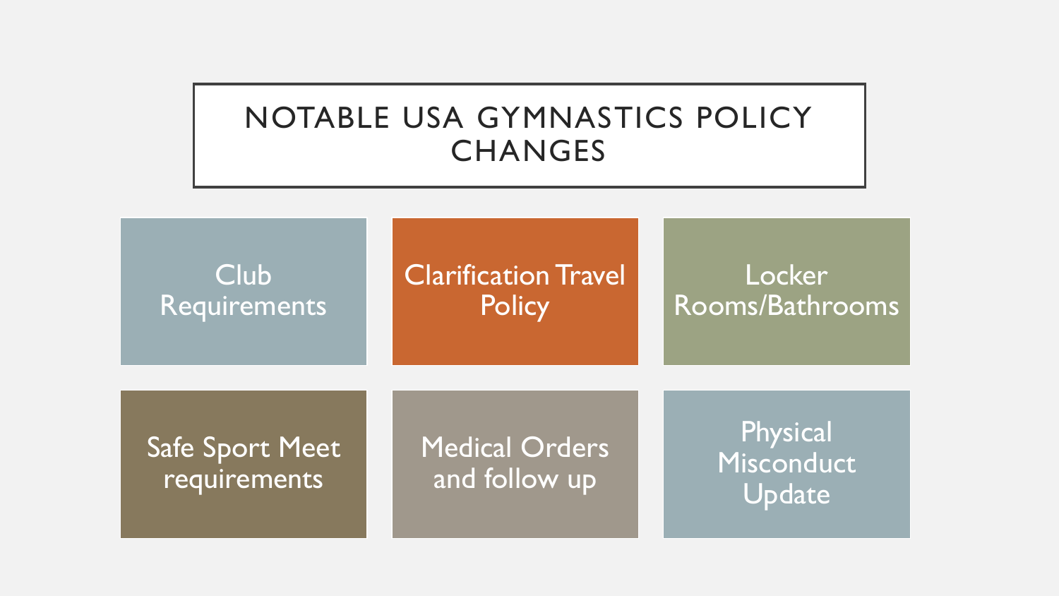# NOTABLE USA GYMNASTICS POLICY CHANGES

- Club Requirements
- Clarification Travel Policy
- Locker Rooms/Bathrooms
- Safe Sport Meet requirements
- Medical Orders and follow up
- Physical Misconduct Update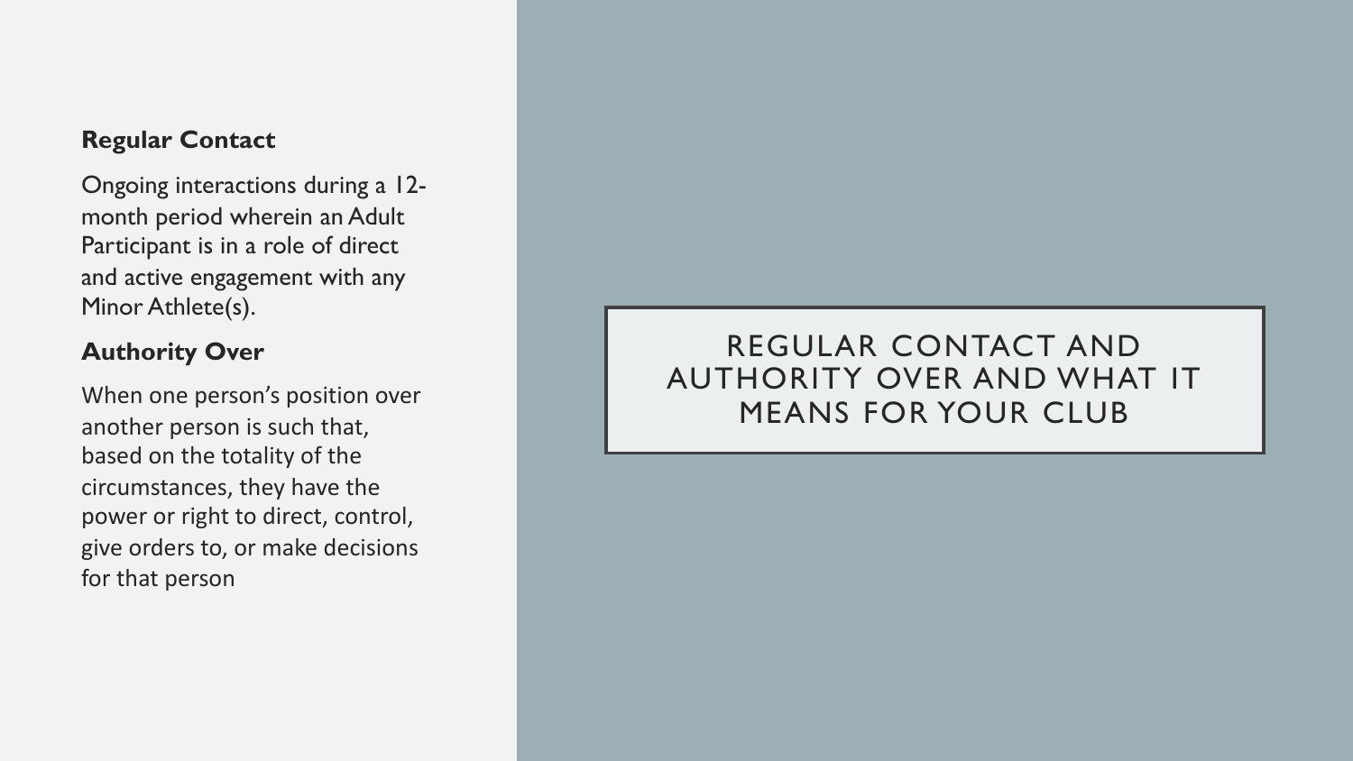# REGULAR CONTACT AND AUTHORITY OVER AND WHAT IT MEANS FOR YOUR CLUB

**Regular Contact**

Ongoing interactions during a 12-month period wherein an Adult Participant is in a role of direct and active engagement with any Minor Athlete(s).

**Authority Over**

When one person's position over another person is such that, based on the totality of the circumstances, they have the power or right to direct, control, give orders to, or make decisions for that person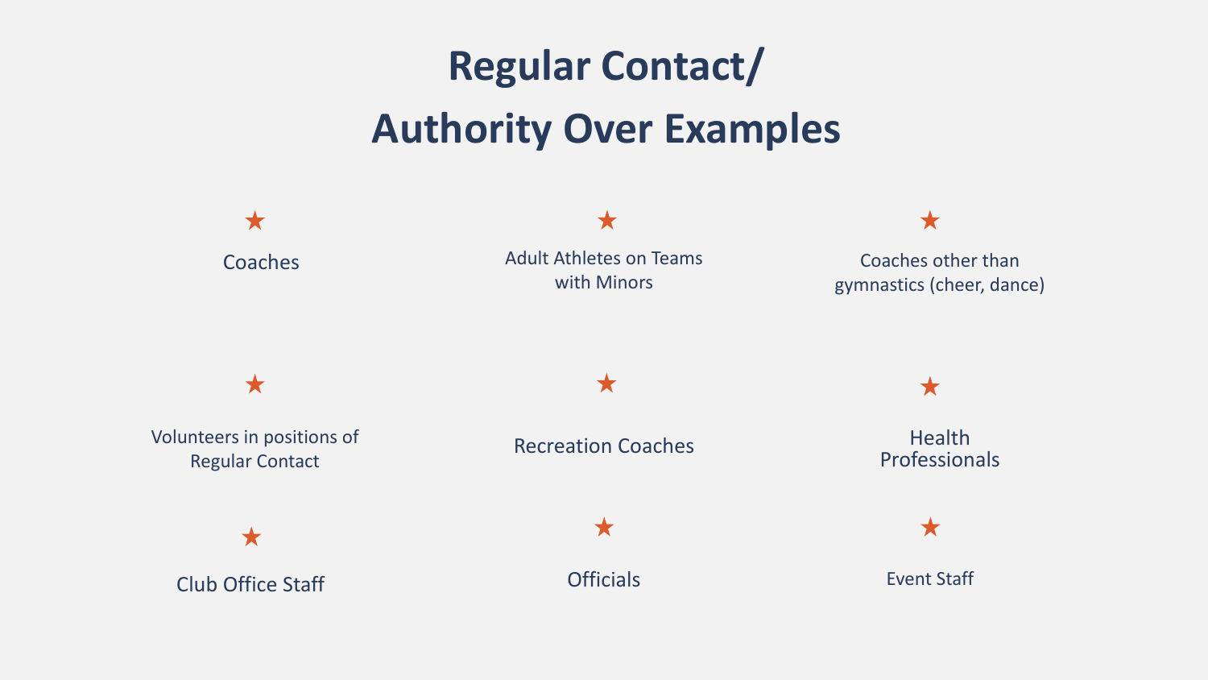# Regular Contact/ Authority Over Examples

- Coaches
- Adult Athletes on Teams with Minors
- Coaches other than gymnastics (cheer, dance)
- Volunteers in positions of Regular Contact
- Recreation Coaches
- Health Professionals
- Club Office Staff
- Officials
- Event Staff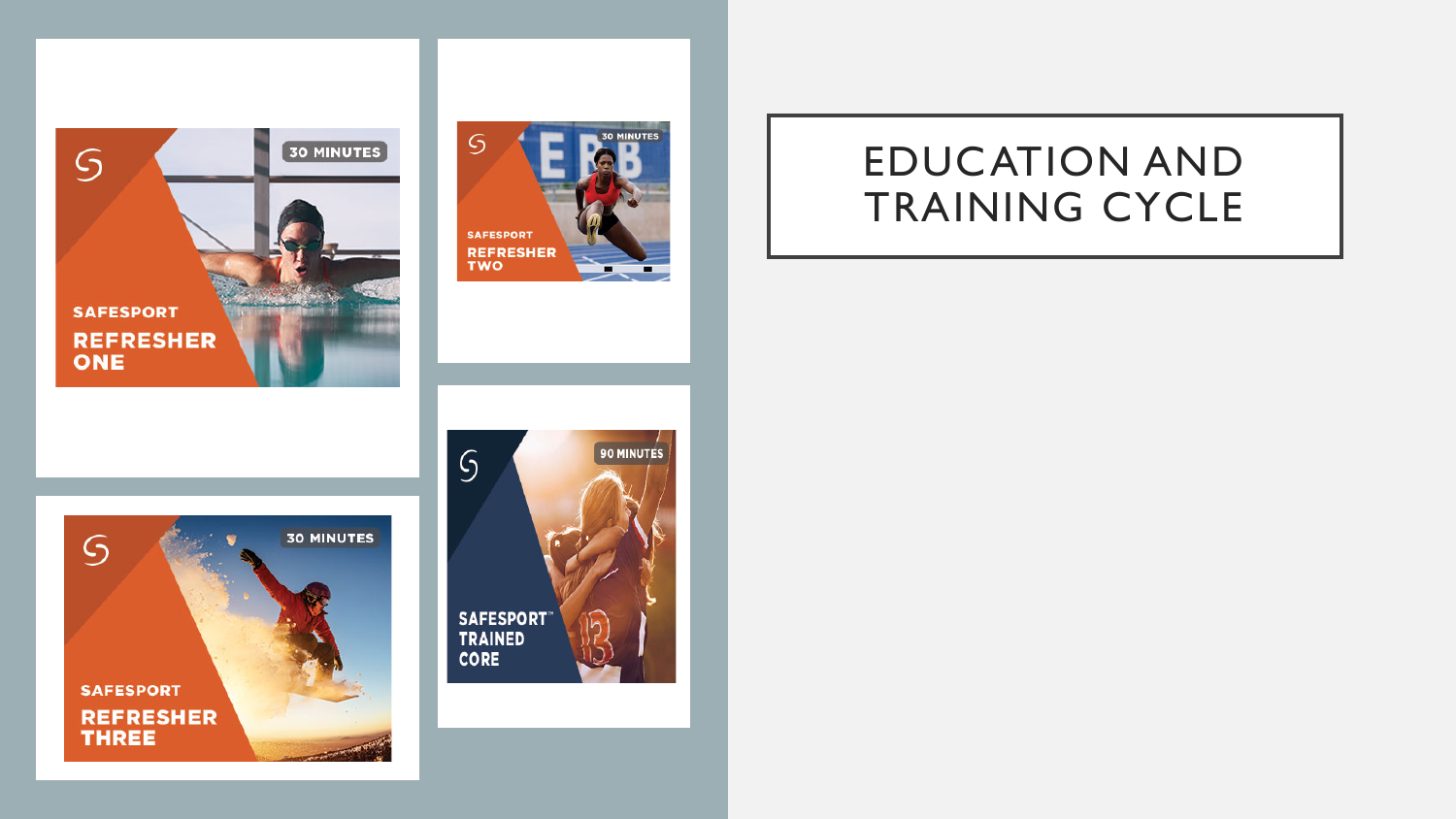# EDUCATION AND TRAINING CYCLE

30 MINUTES

SAFESPORT REFRESHER ONE

30 MINUTES

SAFESPORT REFRESHER TWO

30 MINUTES

SAFESPORT REFRESHER THREE

90 MINUTES

SAFESPORT™ TRAINED CORE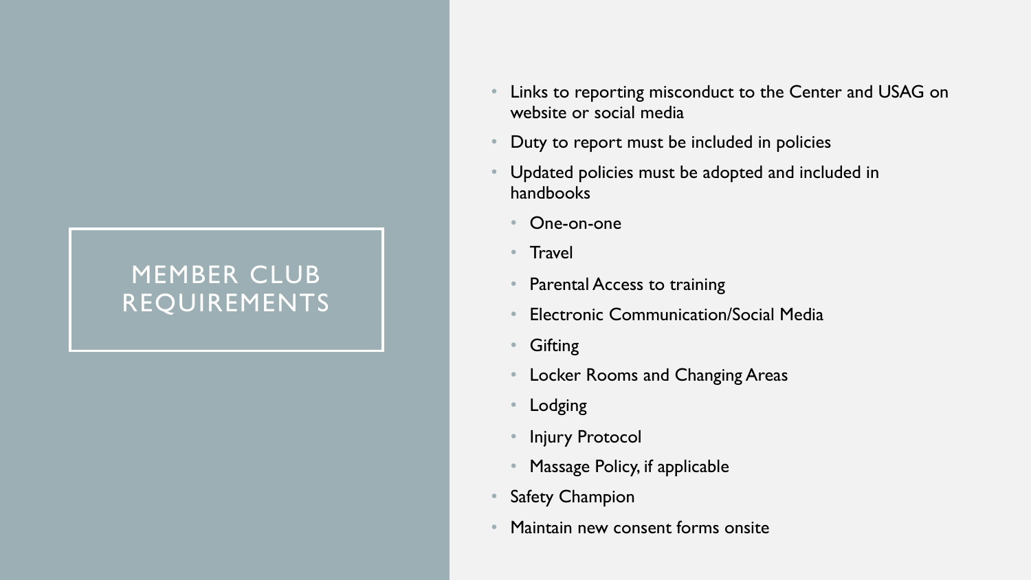# MEMBER CLUB REQUIREMENTS

- Links to reporting misconduct to the Center and USAG on website or social media
- Duty to report must be included in policies
- Updated policies must be adopted and included in handbooks
  - One-on-one
  - Travel
  - Parental Access to training
  - Electronic Communication/Social Media
  - Gifting
  - Locker Rooms and Changing Areas
  - Lodging
  - Injury Protocol
  - Massage Policy, if applicable
- Safety Champion
- Maintain new consent forms onsite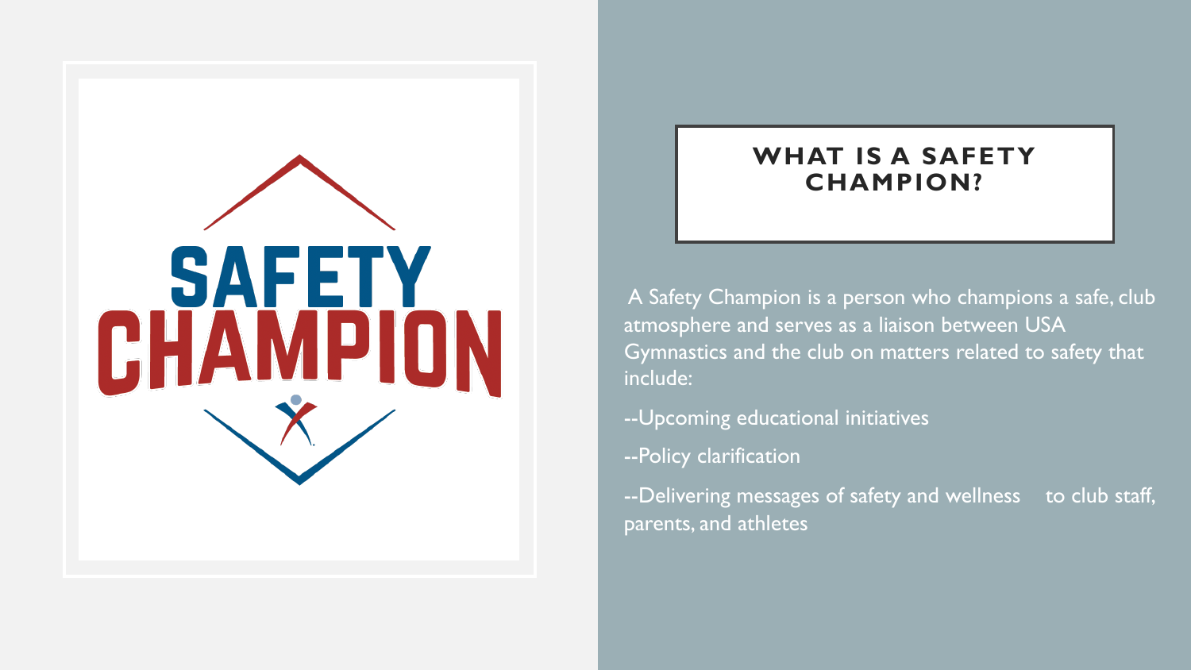SAFETY CHAMPION

## WHAT IS A SAFETY CHAMPION?

A Safety Champion is a person who champions a safe, club atmosphere and serves as a liaison between USA Gymnastics and the club on matters related to safety that include:

--Upcoming educational initiatives

--Policy clarification

--Delivering messages of safety and wellness to club staff, parents, and athletes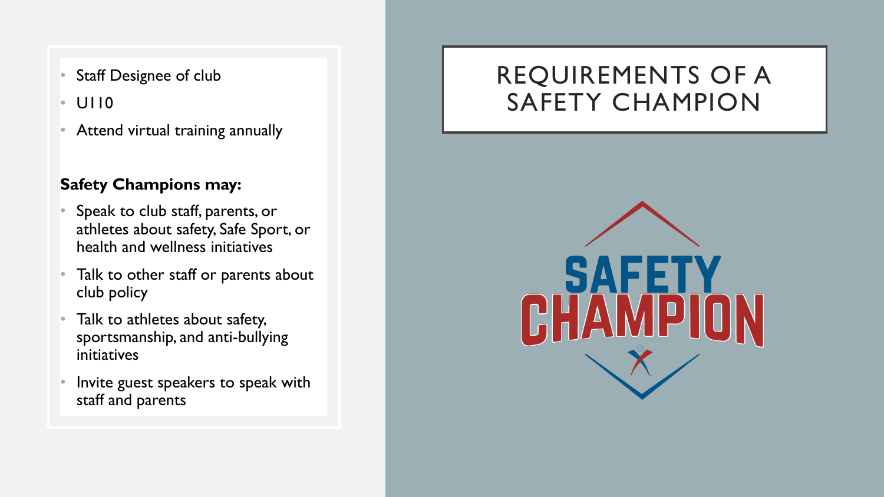# REQUIREMENTS OF A SAFETY CHAMPION

- Staff Designee of club
- U110
- Attend virtual training annually

**Safety Champions may:**

- Speak to club staff, parents, or athletes about safety, Safe Sport, or health and wellness initiatives
- Talk to other staff or parents about club policy
- Talk to athletes about safety, sportsmanship, and anti-bullying initiatives
- Invite guest speakers to speak with staff and parents

SAFETY CHAMPION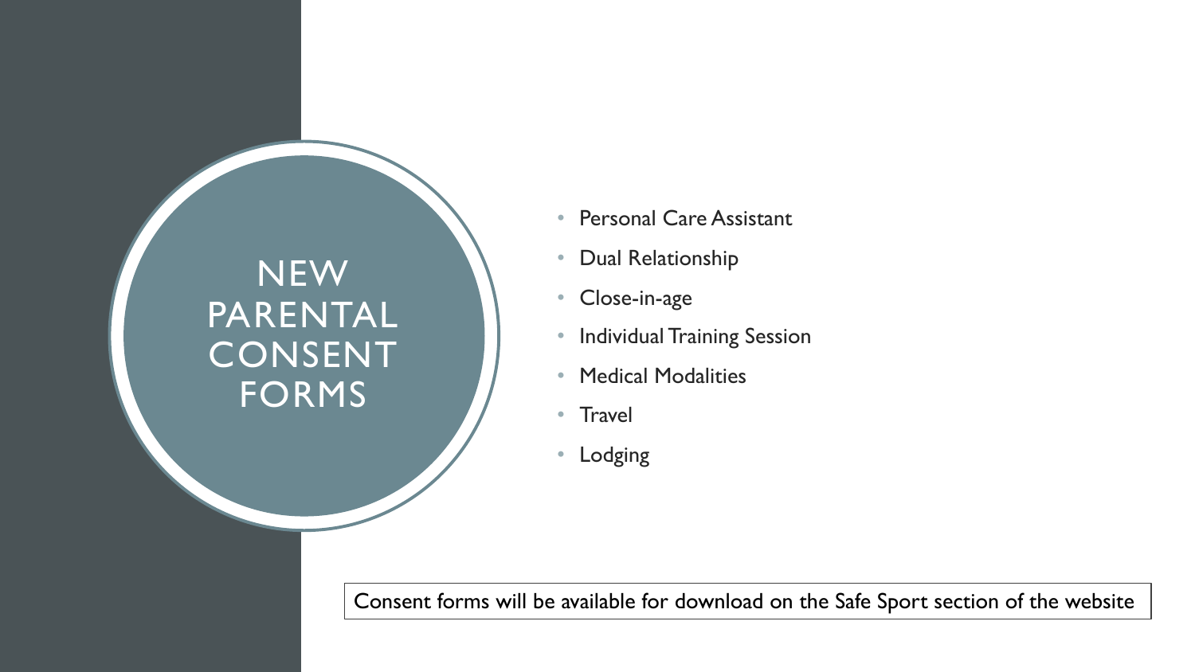# NEW PARENTAL CONSENT FORMS

- Personal Care Assistant
- Dual Relationship
- Close-in-age
- Individual Training Session
- Medical Modalities
- Travel
- Lodging

Consent forms will be available for download on the Safe Sport section of the website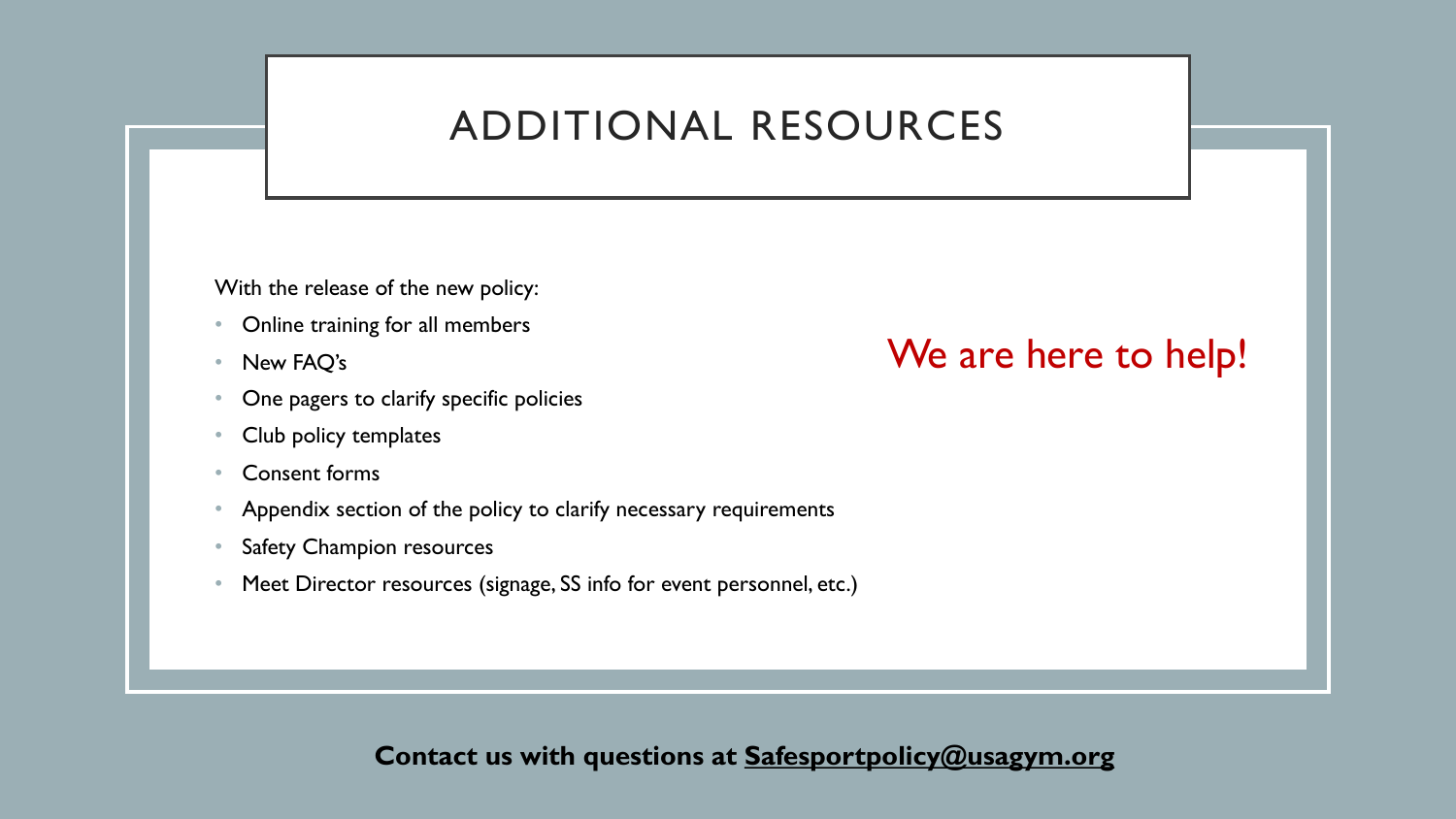# ADDITIONAL RESOURCES

With the release of the new policy:

- Online training for all members
- New FAQ's
- One pagers to clarify specific policies
- Club policy templates
- Consent forms
- Appendix section of the policy to clarify necessary requirements
- Safety Champion resources
- Meet Director resources (signage, SS info for event personnel, etc.)

We are here to help!

**Contact us with questions at Safesportpolicy@usagym.org**